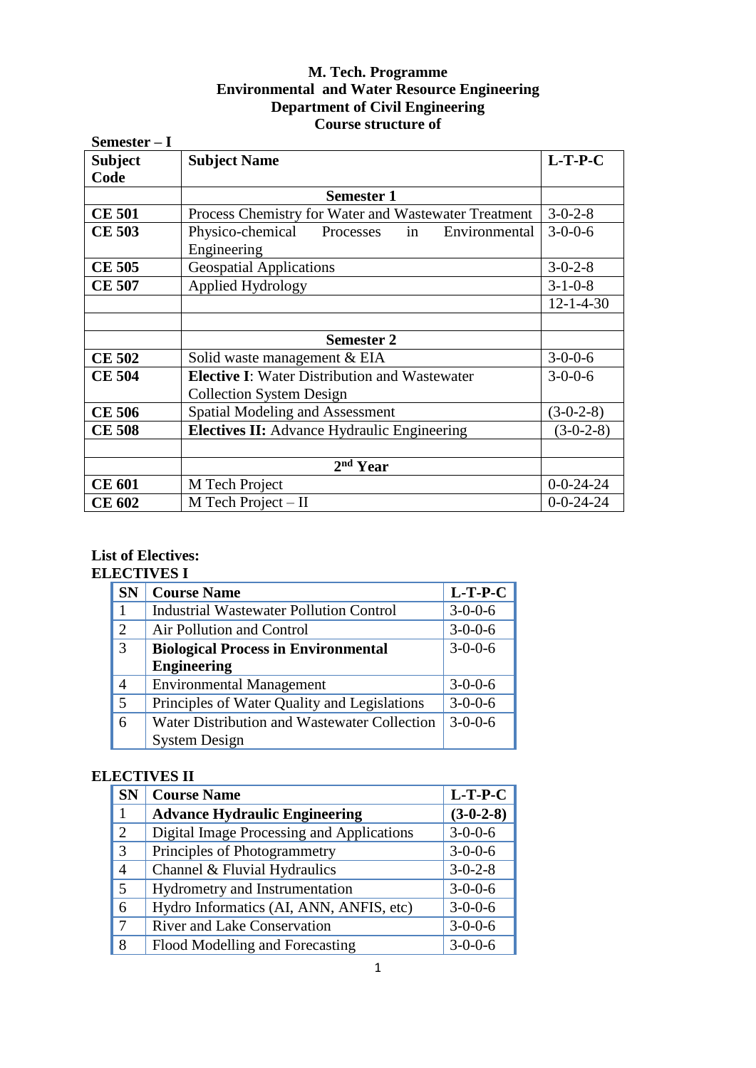**M. Tech. Programme**
**Environmental and Water Resource Engineering**
**Department of Civil Engineering**
**Course structure of**

**Semester – I**

| Subject Code | Subject Name | L-T-P-C |
|---|---|---|
| | **Semester 1** | |
| **CE 501** | Process Chemistry for Water and Wastewater Treatment | 3-0-2-8 |
| **CE 503** | Physico-chemical Processes in Environmental Engineering | 3-0-0-6 |
| **CE 505** | Geospatial Applications | 3-0-2-8 |
| **CE 507** | Applied Hydrology | 3-1-0-8 |
| | | 12-1-4-30 |
| | | |
| | **Semester 2** | |
| **CE 502** | Solid waste management & EIA | 3-0-0-6 |
| **CE 504** | **Elective I**: Water Distribution and Wastewater Collection System Design | 3-0-0-6 |
| **CE 506** | Spatial Modeling and Assessment | (3-0-2-8) |
| **CE 508** | **Electives II:** Advance Hydraulic Engineering | (3-0-2-8) |
| | | |
| | **2nd Year** | |
| **CE 601** | M Tech Project | 0-0-24-24 |
| **CE 602** | M Tech Project – II | 0-0-24-24 |

**List of Electives:**

**ELECTIVES I**

| SN | Course Name | L-T-P-C |
|---|---|---|
| 1 | Industrial Wastewater Pollution Control | 3-0-0-6 |
| 2 | Air Pollution and Control | 3-0-0-6 |
| 3 | **Biological Process in Environmental Engineering** | 3-0-0-6 |
| 4 | Environmental Management | 3-0-0-6 |
| 5 | Principles of Water Quality and Legislations | 3-0-0-6 |
| 6 | Water Distribution and Wastewater Collection System Design | 3-0-0-6 |

**ELECTIVES II**

| SN | Course Name | L-T-P-C |
|---|---|---|
| 1 | **Advance Hydraulic Engineering** | **(3-0-2-8)** |
| 2 | Digital Image Processing and Applications | 3-0-0-6 |
| 3 | Principles of Photogrammetry | 3-0-0-6 |
| 4 | Channel & Fluvial Hydraulics | 3-0-2-8 |
| 5 | Hydrometry and Instrumentation | 3-0-0-6 |
| 6 | Hydro Informatics (AI, ANN, ANFIS, etc) | 3-0-0-6 |
| 7 | River and Lake Conservation | 3-0-0-6 |
| 8 | Flood Modelling and Forecasting | 3-0-0-6 |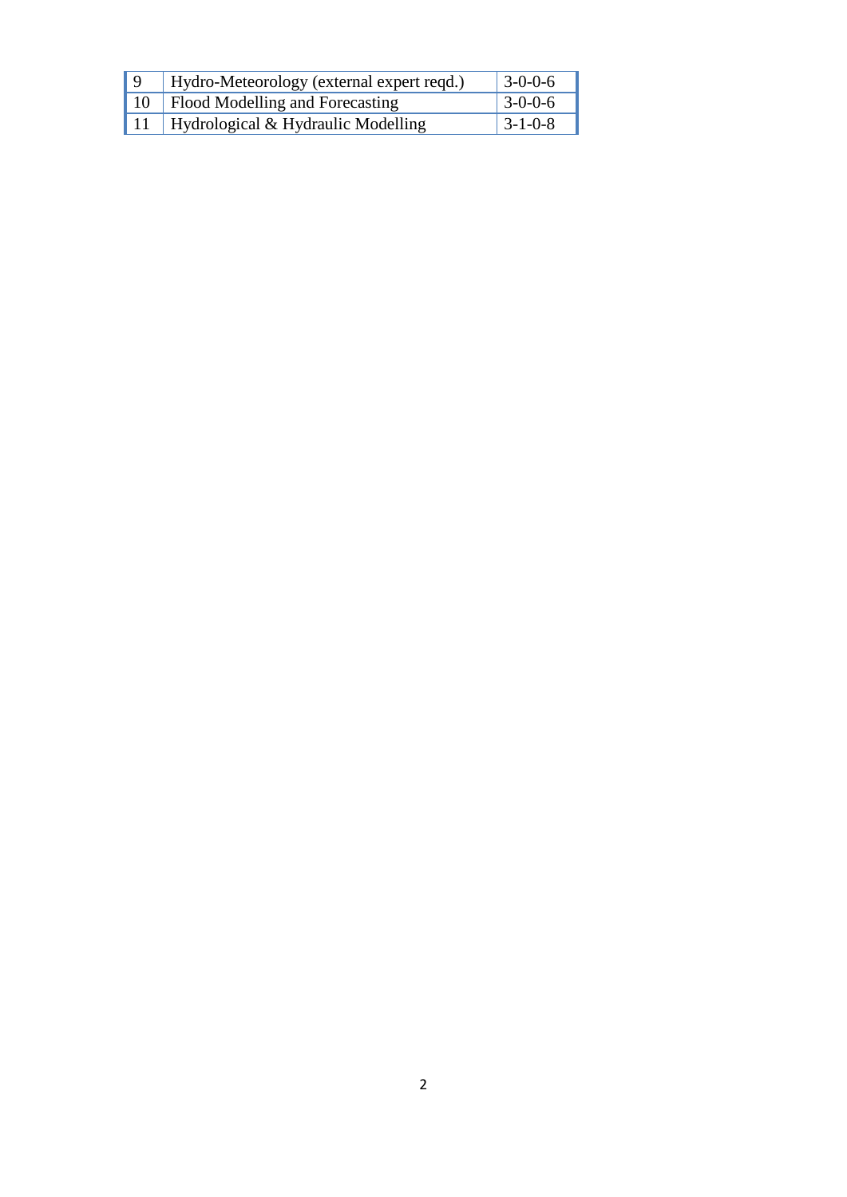| 9 | Hydro-Meteorology (external expert reqd.) | 3-0-0-6 |
|---|---|---|
| 10 | Flood Modelling and Forecasting | 3-0-0-6 |
| 11 | Hydrological & Hydraulic Modelling | 3-1-0-8 |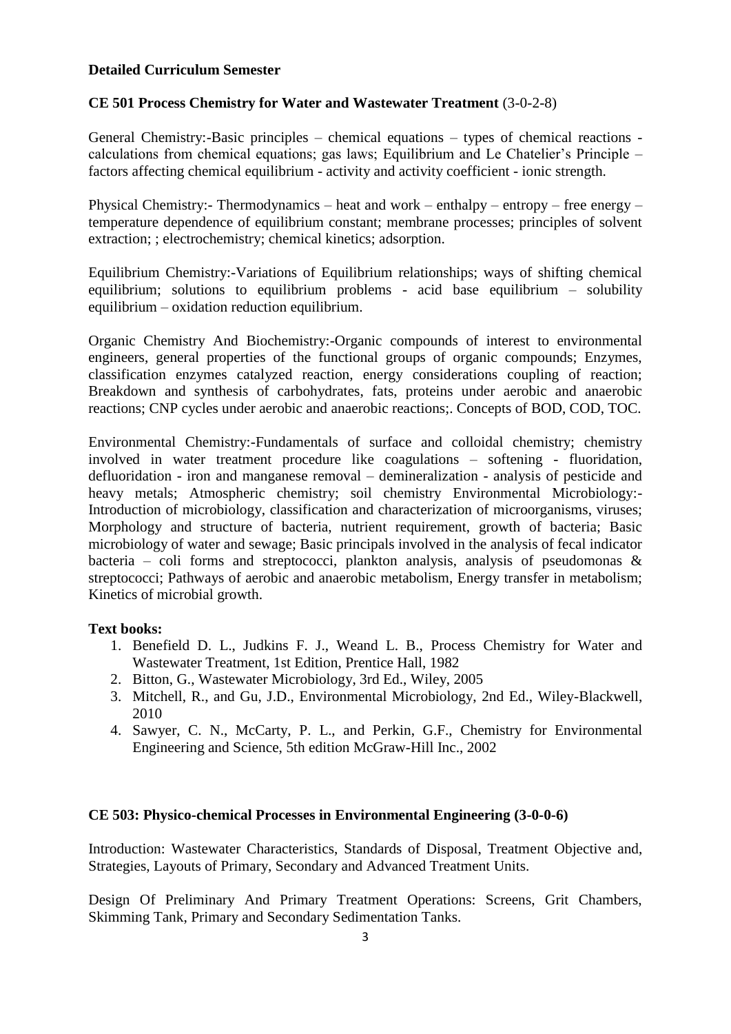**Detailed Curriculum Semester**

**CE 501 Process Chemistry for Water and Wastewater Treatment** (3-0-2-8)

General Chemistry:-Basic principles – chemical equations – types of chemical reactions - calculations from chemical equations; gas laws; Equilibrium and Le Chatelier's Principle – factors affecting chemical equilibrium - activity and activity coefficient - ionic strength.

Physical Chemistry:- Thermodynamics – heat and work – enthalpy – entropy – free energy – temperature dependence of equilibrium constant; membrane processes; principles of solvent extraction; ; electrochemistry; chemical kinetics; adsorption.

Equilibrium Chemistry:-Variations of Equilibrium relationships; ways of shifting chemical equilibrium; solutions to equilibrium problems - acid base equilibrium – solubility equilibrium – oxidation reduction equilibrium.

Organic Chemistry And Biochemistry:-Organic compounds of interest to environmental engineers, general properties of the functional groups of organic compounds; Enzymes, classification enzymes catalyzed reaction, energy considerations coupling of reaction; Breakdown and synthesis of carbohydrates, fats, proteins under aerobic and anaerobic reactions; CNP cycles under aerobic and anaerobic reactions;. Concepts of BOD, COD, TOC.

Environmental Chemistry:-Fundamentals of surface and colloidal chemistry; chemistry involved in water treatment procedure like coagulations – softening - fluoridation, defluoridation - iron and manganese removal – demineralization - analysis of pesticide and heavy metals; Atmospheric chemistry; soil chemistry Environmental Microbiology:- Introduction of microbiology, classification and characterization of microorganisms, viruses; Morphology and structure of bacteria, nutrient requirement, growth of bacteria; Basic microbiology of water and sewage; Basic principals involved in the analysis of fecal indicator bacteria – coli forms and streptococci, plankton analysis, analysis of pseudomonas & streptococci; Pathways of aerobic and anaerobic metabolism, Energy transfer in metabolism; Kinetics of microbial growth.

**Text books:**

1. Benefield D. L., Judkins F. J., Weand L. B., Process Chemistry for Water and Wastewater Treatment, 1st Edition, Prentice Hall, 1982
2. Bitton, G., Wastewater Microbiology, 3rd Ed., Wiley, 2005
3. Mitchell, R., and Gu, J.D., Environmental Microbiology, 2nd Ed., Wiley-Blackwell, 2010
4. Sawyer, C. N., McCarty, P. L., and Perkin, G.F., Chemistry for Environmental Engineering and Science, 5th edition McGraw-Hill Inc., 2002

**CE 503: Physico-chemical Processes in Environmental Engineering (3-0-0-6)**

Introduction: Wastewater Characteristics, Standards of Disposal, Treatment Objective and, Strategies, Layouts of Primary, Secondary and Advanced Treatment Units.

Design Of Preliminary And Primary Treatment Operations: Screens, Grit Chambers, Skimming Tank, Primary and Secondary Sedimentation Tanks.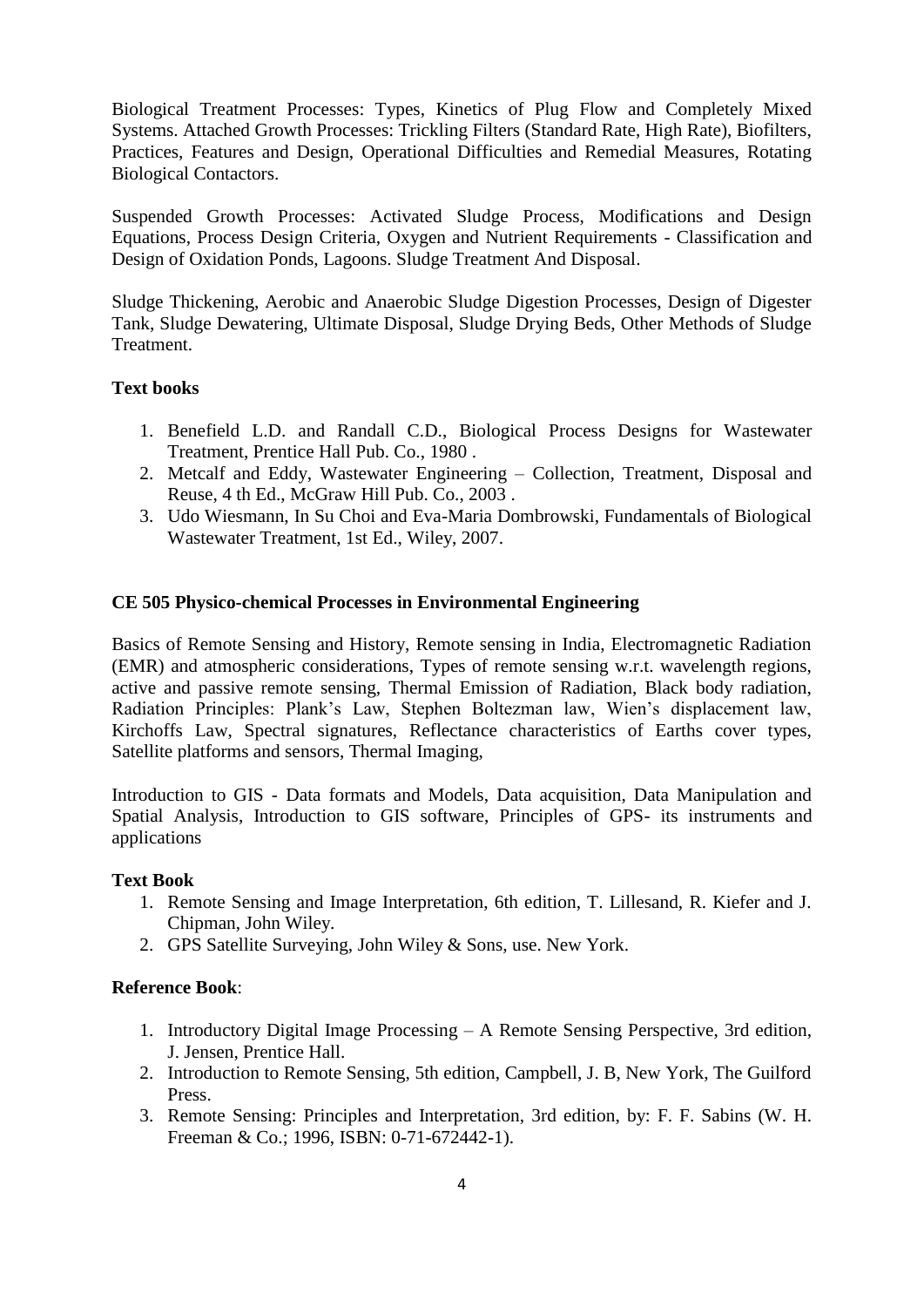Biological Treatment Processes: Types, Kinetics of Plug Flow and Completely Mixed Systems. Attached Growth Processes: Trickling Filters (Standard Rate, High Rate), Biofilters, Practices, Features and Design, Operational Difficulties and Remedial Measures, Rotating Biological Contactors.

Suspended Growth Processes: Activated Sludge Process, Modifications and Design Equations, Process Design Criteria, Oxygen and Nutrient Requirements - Classification and Design of Oxidation Ponds, Lagoons. Sludge Treatment And Disposal.

Sludge Thickening, Aerobic and Anaerobic Sludge Digestion Processes, Design of Digester Tank, Sludge Dewatering, Ultimate Disposal, Sludge Drying Beds, Other Methods of Sludge Treatment.

**Text books**

1. Benefield L.D. and Randall C.D., Biological Process Designs for Wastewater Treatment, Prentice Hall Pub. Co., 1980 .
2. Metcalf and Eddy, Wastewater Engineering – Collection, Treatment, Disposal and Reuse, 4 th Ed., McGraw Hill Pub. Co., 2003 .
3. Udo Wiesmann, In Su Choi and Eva-Maria Dombrowski, Fundamentals of Biological Wastewater Treatment, 1st Ed., Wiley, 2007.

## CE 505 Physico-chemical Processes in Environmental Engineering

Basics of Remote Sensing and History, Remote sensing in India, Electromagnetic Radiation (EMR) and atmospheric considerations, Types of remote sensing w.r.t. wavelength regions, active and passive remote sensing, Thermal Emission of Radiation, Black body radiation, Radiation Principles: Plank's Law, Stephen Boltezman law, Wien's displacement law, Kirchoffs Law, Spectral signatures, Reflectance characteristics of Earths cover types, Satellite platforms and sensors, Thermal Imaging,

Introduction to GIS - Data formats and Models, Data acquisition, Data Manipulation and Spatial Analysis, Introduction to GIS software, Principles of GPS- its instruments and applications

**Text Book**

1. Remote Sensing and Image Interpretation, 6th edition, T. Lillesand, R. Kiefer and J. Chipman, John Wiley.
2. GPS Satellite Surveying, John Wiley & Sons, use. New York.

**Reference Book**:

1. Introductory Digital Image Processing – A Remote Sensing Perspective, 3rd edition, J. Jensen, Prentice Hall.
2. Introduction to Remote Sensing, 5th edition, Campbell, J. B, New York, The Guilford Press.
3. Remote Sensing: Principles and Interpretation, 3rd edition, by: F. F. Sabins (W. H. Freeman & Co.; 1996, ISBN: 0-71-672442-1).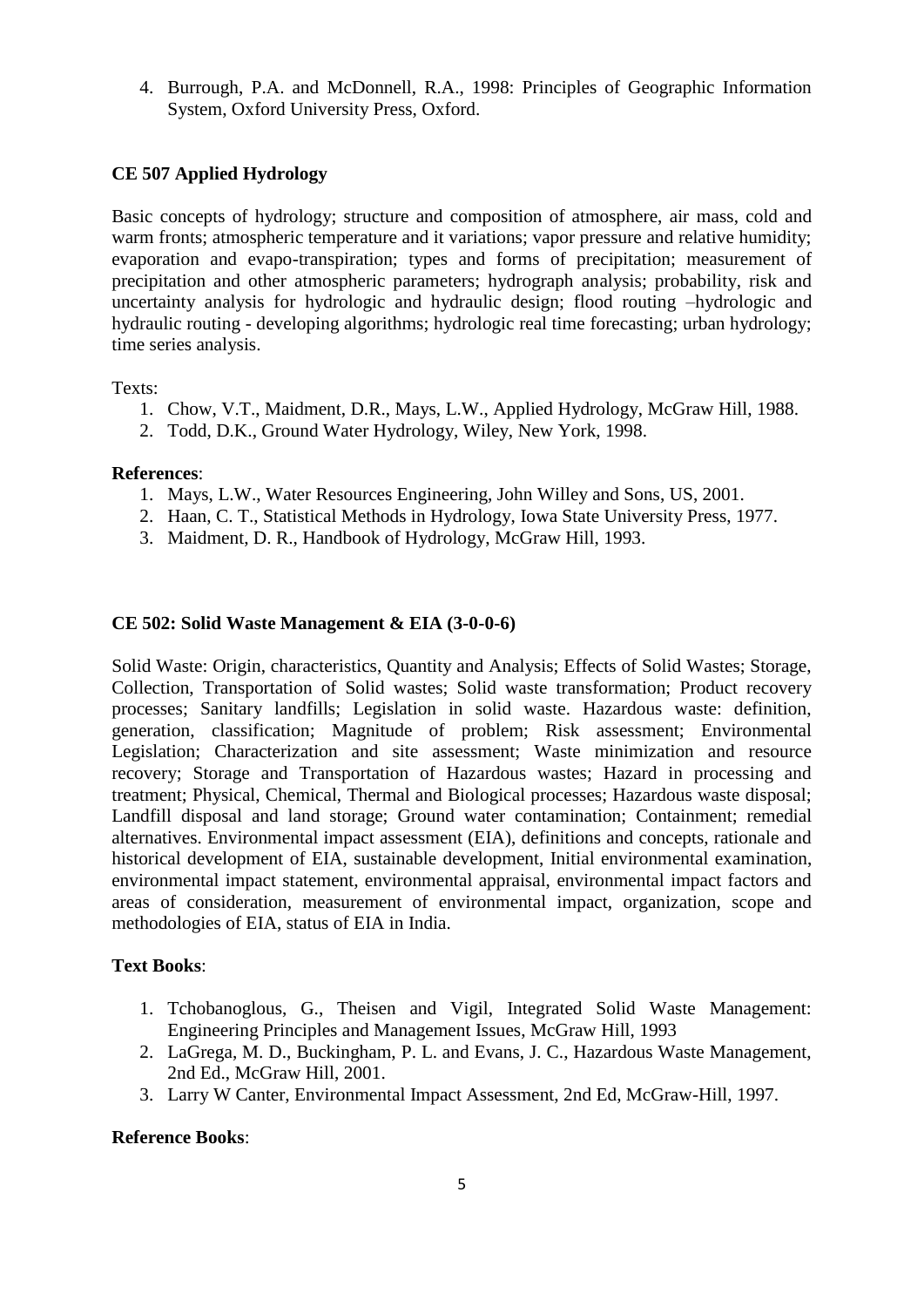4. Burrough, P.A. and McDonnell, R.A., 1998: Principles of Geographic Information System, Oxford University Press, Oxford.

### CE 507 Applied Hydrology

Basic concepts of hydrology; structure and composition of atmosphere, air mass, cold and warm fronts; atmospheric temperature and it variations; vapor pressure and relative humidity; evaporation and evapo-transpiration; types and forms of precipitation; measurement of precipitation and other atmospheric parameters; hydrograph analysis; probability, risk and uncertainty analysis for hydrologic and hydraulic design; flood routing –hydrologic and hydraulic routing - developing algorithms; hydrologic real time forecasting; urban hydrology; time series analysis.

Texts:

1. Chow, V.T., Maidment, D.R., Mays, L.W., Applied Hydrology, McGraw Hill, 1988.
2. Todd, D.K., Ground Water Hydrology, Wiley, New York, 1998.

**References**:

1. Mays, L.W., Water Resources Engineering, John Willey and Sons, US, 2001.
2. Haan, C. T., Statistical Methods in Hydrology, Iowa State University Press, 1977.
3. Maidment, D. R., Handbook of Hydrology, McGraw Hill, 1993.

### CE 502: Solid Waste Management & EIA (3-0-0-6)

Solid Waste: Origin, characteristics, Quantity and Analysis; Effects of Solid Wastes; Storage, Collection, Transportation of Solid wastes; Solid waste transformation; Product recovery processes; Sanitary landfills; Legislation in solid waste. Hazardous waste: definition, generation, classification; Magnitude of problem; Risk assessment; Environmental Legislation; Characterization and site assessment; Waste minimization and resource recovery; Storage and Transportation of Hazardous wastes; Hazard in processing and treatment; Physical, Chemical, Thermal and Biological processes; Hazardous waste disposal; Landfill disposal and land storage; Ground water contamination; Containment; remedial alternatives. Environmental impact assessment (EIA), definitions and concepts, rationale and historical development of EIA, sustainable development, Initial environmental examination, environmental impact statement, environmental appraisal, environmental impact factors and areas of consideration, measurement of environmental impact, organization, scope and methodologies of EIA, status of EIA in India.

**Text Books**:

1. Tchobanoglous, G., Theisen and Vigil, Integrated Solid Waste Management: Engineering Principles and Management Issues, McGraw Hill, 1993
2. LaGrega, M. D., Buckingham, P. L. and Evans, J. C., Hazardous Waste Management, 2nd Ed., McGraw Hill, 2001.
3. Larry W Canter, Environmental Impact Assessment, 2nd Ed, McGraw-Hill, 1997.

**Reference Books**: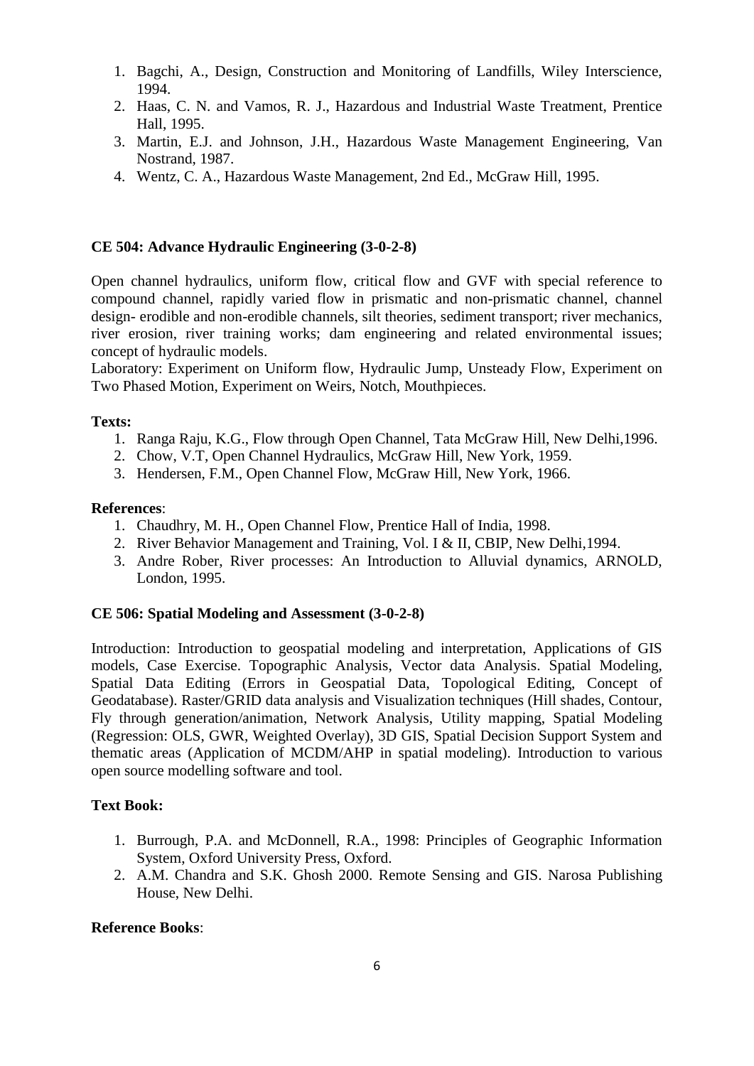1. Bagchi, A., Design, Construction and Monitoring of Landfills, Wiley Interscience, 1994.
2. Haas, C. N. and Vamos, R. J., Hazardous and Industrial Waste Treatment, Prentice Hall, 1995.
3. Martin, E.J. and Johnson, J.H., Hazardous Waste Management Engineering, Van Nostrand, 1987.
4. Wentz, C. A., Hazardous Waste Management, 2nd Ed., McGraw Hill, 1995.

### CE 504: Advance Hydraulic Engineering (3-0-2-8)

Open channel hydraulics, uniform flow, critical flow and GVF with special reference to compound channel, rapidly varied flow in prismatic and non-prismatic channel, channel design- erodible and non-erodible channels, silt theories, sediment transport; river mechanics, river erosion, river training works; dam engineering and related environmental issues; concept of hydraulic models.

Laboratory: Experiment on Uniform flow, Hydraulic Jump, Unsteady Flow, Experiment on Two Phased Motion, Experiment on Weirs, Notch, Mouthpieces.

**Texts:**

1. Ranga Raju, K.G., Flow through Open Channel, Tata McGraw Hill, New Delhi,1996.
2. Chow, V.T, Open Channel Hydraulics, McGraw Hill, New York, 1959.
3. Hendersen, F.M., Open Channel Flow, McGraw Hill, New York, 1966.

**References**:

1. Chaudhry, M. H., Open Channel Flow, Prentice Hall of India, 1998.
2. River Behavior Management and Training, Vol. I & II, CBIP, New Delhi,1994.
3. Andre Rober, River processes: An Introduction to Alluvial dynamics, ARNOLD, London, 1995.

### CE 506: Spatial Modeling and Assessment (3-0-2-8)

Introduction: Introduction to geospatial modeling and interpretation, Applications of GIS models, Case Exercise. Topographic Analysis, Vector data Analysis. Spatial Modeling, Spatial Data Editing (Errors in Geospatial Data, Topological Editing, Concept of Geodatabase). Raster/GRID data analysis and Visualization techniques (Hill shades, Contour, Fly through generation/animation, Network Analysis, Utility mapping, Spatial Modeling (Regression: OLS, GWR, Weighted Overlay), 3D GIS, Spatial Decision Support System and thematic areas (Application of MCDM/AHP in spatial modeling). Introduction to various open source modelling software and tool.

**Text Book:**

1. Burrough, P.A. and McDonnell, R.A., 1998: Principles of Geographic Information System, Oxford University Press, Oxford.
2. A.M. Chandra and S.K. Ghosh 2000. Remote Sensing and GIS. Narosa Publishing House, New Delhi.

**Reference Books**: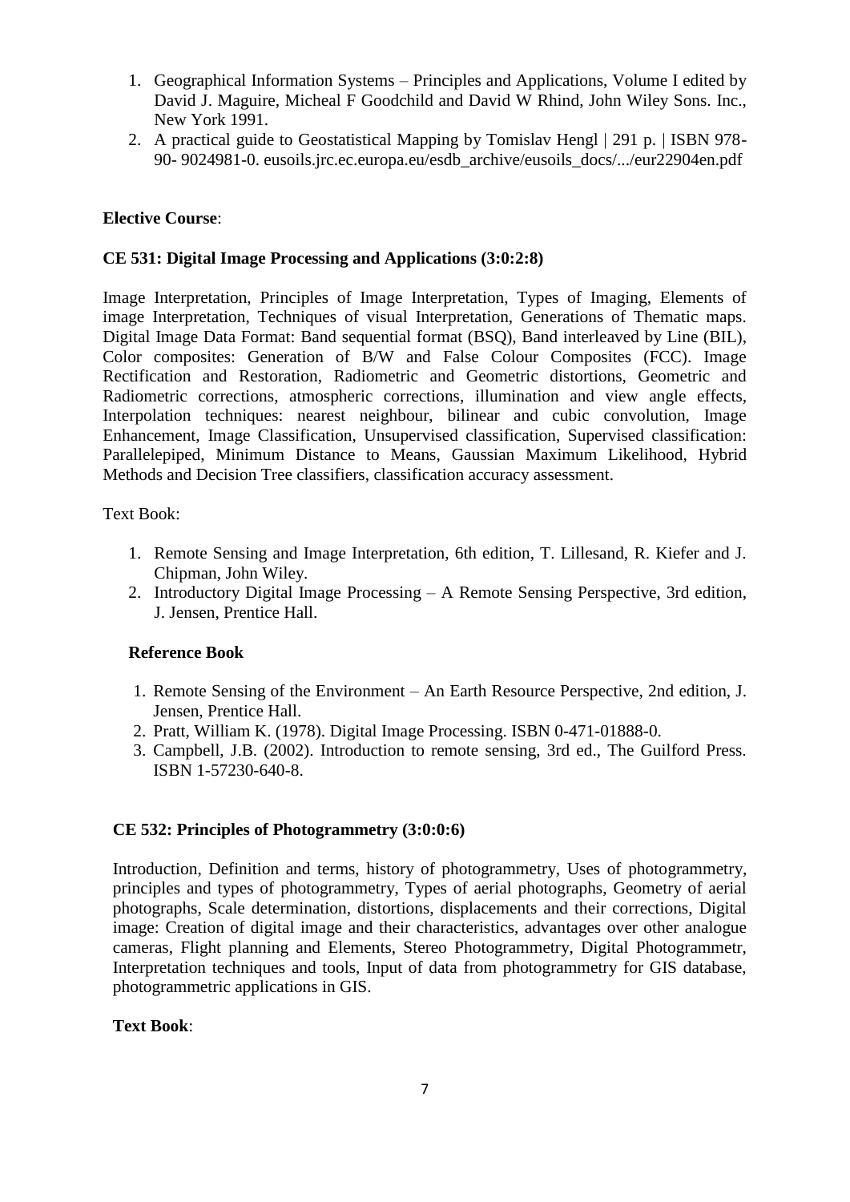1. Geographical Information Systems – Principles and Applications, Volume I edited by David J. Maguire, Micheal F Goodchild and David W Rhind, John Wiley Sons. Inc., New York 1991.
2. A practical guide to Geostatistical Mapping by Tomislav Hengl | 291 p. | ISBN 978-90- 9024981-0. eusoils.jrc.ec.europa.eu/esdb_archive/eusoils_docs/.../eur22904en.pdf

**Elective Course**:

**CE 531: Digital Image Processing and Applications (3:0:2:8)**

Image Interpretation, Principles of Image Interpretation, Types of Imaging, Elements of image Interpretation, Techniques of visual Interpretation, Generations of Thematic maps. Digital Image Data Format: Band sequential format (BSQ), Band interleaved by Line (BIL), Color composites: Generation of B/W and False Colour Composites (FCC). Image Rectification and Restoration, Radiometric and Geometric distortions, Geometric and Radiometric corrections, atmospheric corrections, illumination and view angle effects, Interpolation techniques: nearest neighbour, bilinear and cubic convolution, Image Enhancement, Image Classification, Unsupervised classification, Supervised classification: Parallelepiped, Minimum Distance to Means, Gaussian Maximum Likelihood, Hybrid Methods and Decision Tree classifiers, classification accuracy assessment.

Text Book:

1. Remote Sensing and Image Interpretation, 6th edition, T. Lillesand, R. Kiefer and J. Chipman, John Wiley.
2. Introductory Digital Image Processing – A Remote Sensing Perspective, 3rd edition, J. Jensen, Prentice Hall.

**Reference Book**

1. Remote Sensing of the Environment – An Earth Resource Perspective, 2nd edition, J. Jensen, Prentice Hall.
2. Pratt, William K. (1978). Digital Image Processing. ISBN 0-471-01888-0.
3. Campbell, J.B. (2002). Introduction to remote sensing, 3rd ed., The Guilford Press. ISBN 1-57230-640-8.

**CE 532: Principles of Photogrammetry (3:0:0:6)**

Introduction, Definition and terms, history of photogrammetry, Uses of photogrammetry, principles and types of photogrammetry, Types of aerial photographs, Geometry of aerial photographs, Scale determination, distortions, displacements and their corrections, Digital image: Creation of digital image and their characteristics, advantages over other analogue cameras, Flight planning and Elements, Stereo Photogrammetry, Digital Photogrammetr, Interpretation techniques and tools, Input of data from photogrammetry for GIS database, photogrammetric applications in GIS.

**Text Book**: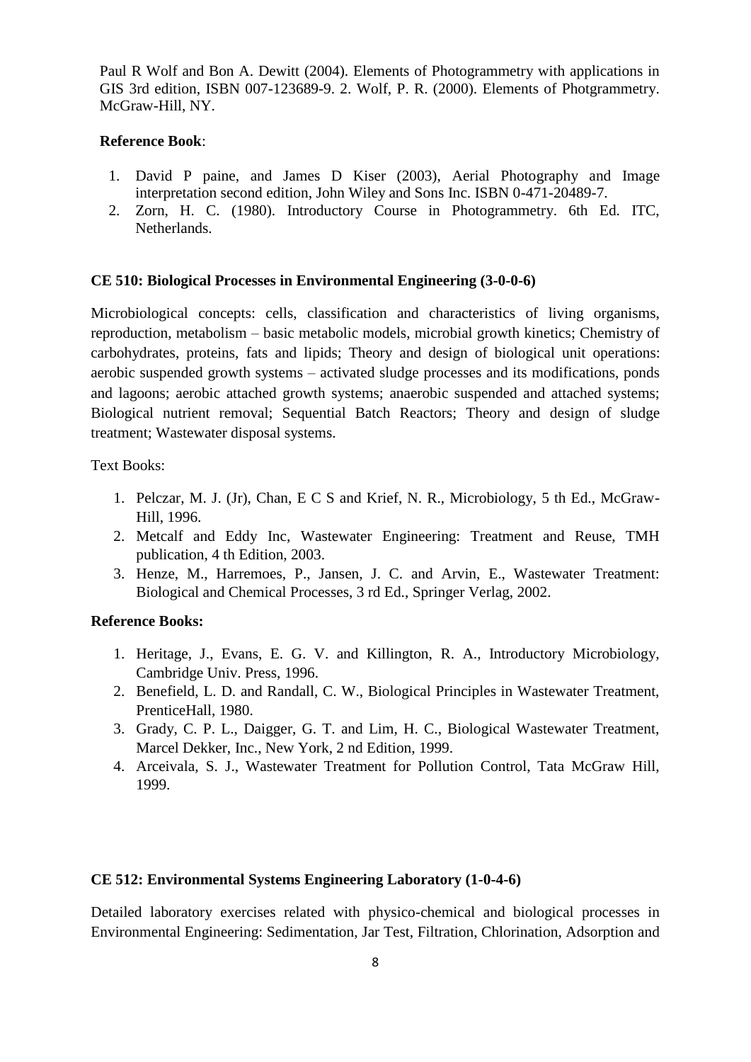Paul R Wolf and Bon A. Dewitt (2004). Elements of Photogrammetry with applications in GIS 3rd edition, ISBN 007-123689-9. 2. Wolf, P. R. (2000). Elements of Photgrammetry. McGraw-Hill, NY.

**Reference Book**:

1. David P paine, and James D Kiser (2003), Aerial Photography and Image interpretation second edition, John Wiley and Sons Inc. ISBN 0-471-20489-7.
2. Zorn, H. C. (1980). Introductory Course in Photogrammetry. 6th Ed. ITC, Netherlands.

**CE 510: Biological Processes in Environmental Engineering (3-0-0-6)**

Microbiological concepts: cells, classification and characteristics of living organisms, reproduction, metabolism – basic metabolic models, microbial growth kinetics; Chemistry of carbohydrates, proteins, fats and lipids; Theory and design of biological unit operations: aerobic suspended growth systems – activated sludge processes and its modifications, ponds and lagoons; aerobic attached growth systems; anaerobic suspended and attached systems; Biological nutrient removal; Sequential Batch Reactors; Theory and design of sludge treatment; Wastewater disposal systems.

Text Books:

1. Pelczar, M. J. (Jr), Chan, E C S and Krief, N. R., Microbiology, 5 th Ed., McGraw-Hill, 1996.
2. Metcalf and Eddy Inc, Wastewater Engineering: Treatment and Reuse, TMH publication, 4 th Edition, 2003.
3. Henze, M., Harremoes, P., Jansen, J. C. and Arvin, E., Wastewater Treatment: Biological and Chemical Processes, 3 rd Ed., Springer Verlag, 2002.

**Reference Books:**

1. Heritage, J., Evans, E. G. V. and Killington, R. A., Introductory Microbiology, Cambridge Univ. Press, 1996.
2. Benefield, L. D. and Randall, C. W., Biological Principles in Wastewater Treatment, PrenticeHall, 1980.
3. Grady, C. P. L., Daigger, G. T. and Lim, H. C., Biological Wastewater Treatment, Marcel Dekker, Inc., New York, 2 nd Edition, 1999.
4. Arceivala, S. J., Wastewater Treatment for Pollution Control, Tata McGraw Hill, 1999.

**CE 512: Environmental Systems Engineering Laboratory (1-0-4-6)**

Detailed laboratory exercises related with physico-chemical and biological processes in Environmental Engineering: Sedimentation, Jar Test, Filtration, Chlorination, Adsorption and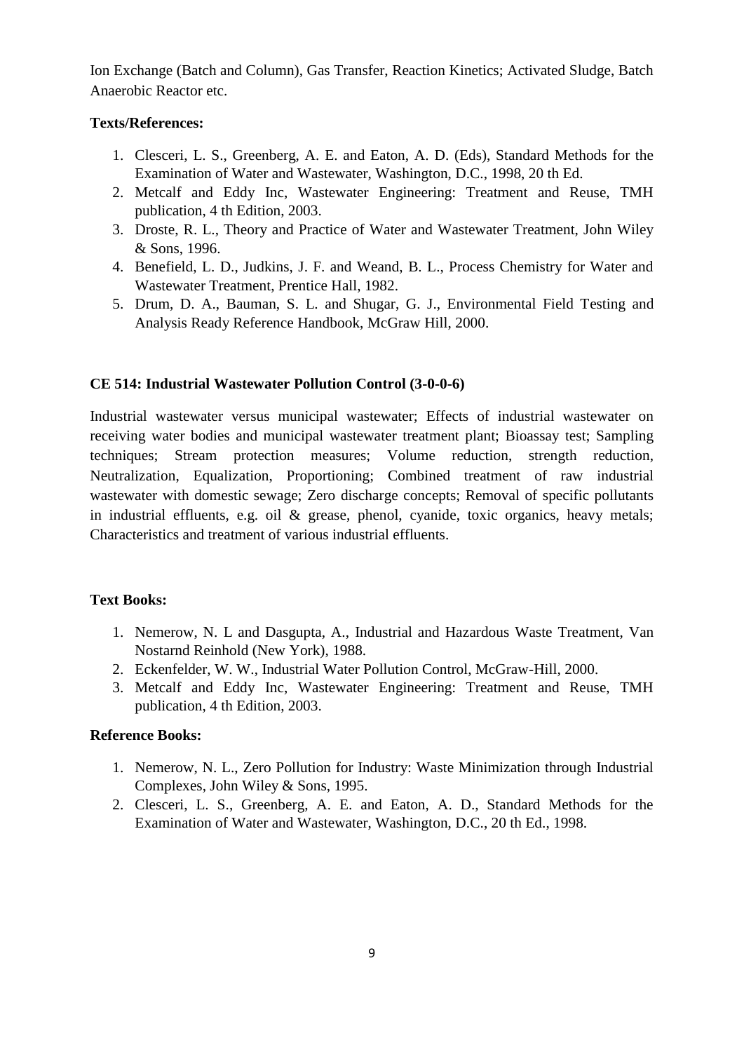Ion Exchange (Batch and Column), Gas Transfer, Reaction Kinetics; Activated Sludge, Batch Anaerobic Reactor etc.

**Texts/References:**

1. Clesceri, L. S., Greenberg, A. E. and Eaton, A. D. (Eds), Standard Methods for the Examination of Water and Wastewater, Washington, D.C., 1998, 20 th Ed.
2. Metcalf and Eddy Inc, Wastewater Engineering: Treatment and Reuse, TMH publication, 4 th Edition, 2003.
3. Droste, R. L., Theory and Practice of Water and Wastewater Treatment, John Wiley & Sons, 1996.
4. Benefield, L. D., Judkins, J. F. and Weand, B. L., Process Chemistry for Water and Wastewater Treatment, Prentice Hall, 1982.
5. Drum, D. A., Bauman, S. L. and Shugar, G. J., Environmental Field Testing and Analysis Ready Reference Handbook, McGraw Hill, 2000.

**CE 514: Industrial Wastewater Pollution Control (3-0-0-6)**

Industrial wastewater versus municipal wastewater; Effects of industrial wastewater on receiving water bodies and municipal wastewater treatment plant; Bioassay test; Sampling techniques; Stream protection measures; Volume reduction, strength reduction, Neutralization, Equalization, Proportioning; Combined treatment of raw industrial wastewater with domestic sewage; Zero discharge concepts; Removal of specific pollutants in industrial effluents, e.g. oil & grease, phenol, cyanide, toxic organics, heavy metals; Characteristics and treatment of various industrial effluents.

**Text Books:**

1. Nemerow, N. L and Dasgupta, A., Industrial and Hazardous Waste Treatment, Van Nostarnd Reinhold (New York), 1988.
2. Eckenfelder, W. W., Industrial Water Pollution Control, McGraw-Hill, 2000.
3. Metcalf and Eddy Inc, Wastewater Engineering: Treatment and Reuse, TMH publication, 4 th Edition, 2003.

**Reference Books:**

1. Nemerow, N. L., Zero Pollution for Industry: Waste Minimization through Industrial Complexes, John Wiley & Sons, 1995.
2. Clesceri, L. S., Greenberg, A. E. and Eaton, A. D., Standard Methods for the Examination of Water and Wastewater, Washington, D.C., 20 th Ed., 1998.